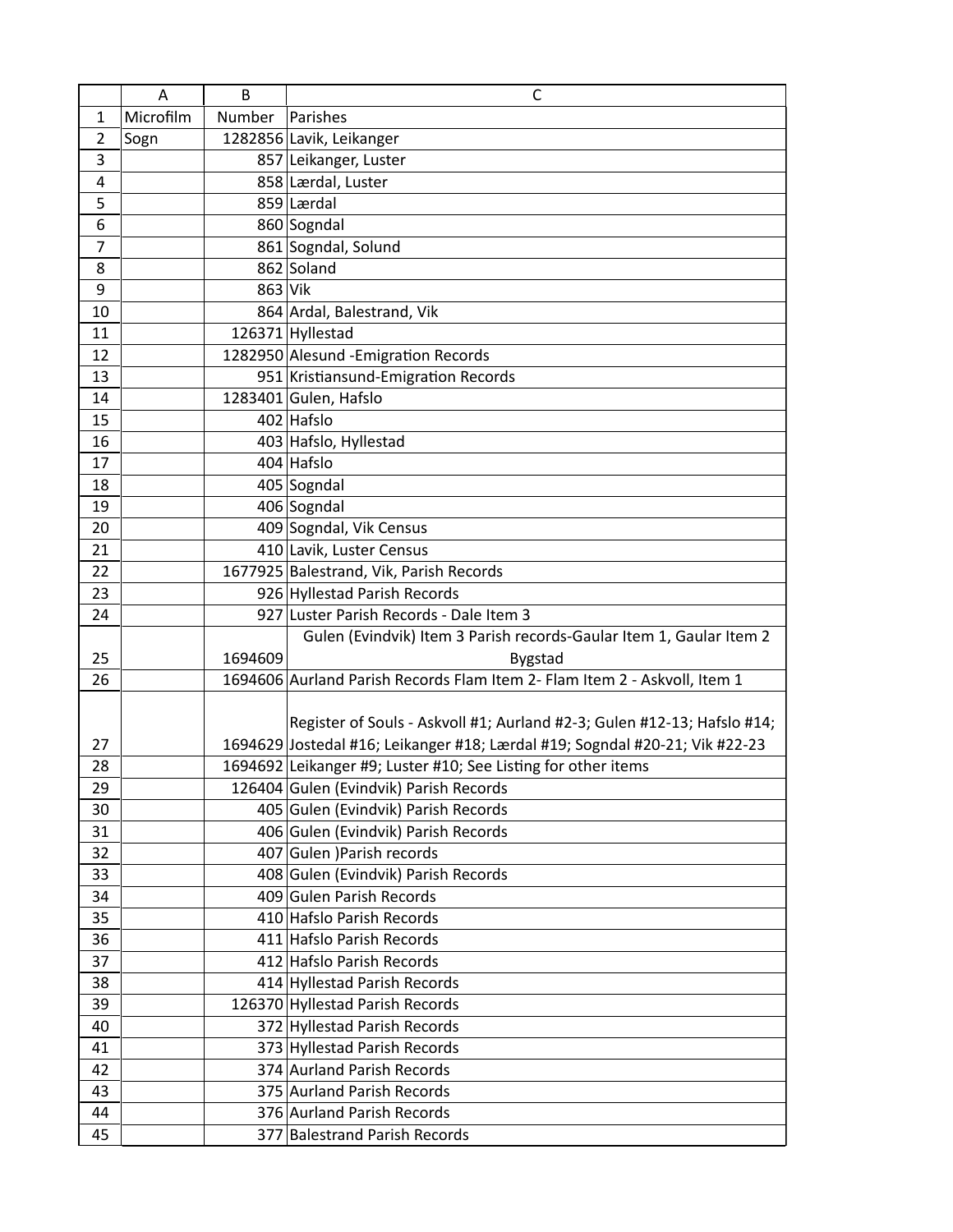| | A | B | C |
|---|---|---|---|
| 1 | Microfilm | Number | Parishes |
| 2 | Sogn | 1282856 | Lavik, Leikanger |
| 3 | | 857 | Leikanger, Luster |
| 4 | | 858 | Lærdal, Luster |
| 5 | | 859 | Lærdal |
| 6 | | 860 | Sogndal |
| 7 | | 861 | Sogndal, Solund |
| 8 | | 862 | Soland |
| 9 | | 863 | Vik |
| 10 | | 864 | Ardal, Balestrand, Vik |
| 11 | | 126371 | Hyllestad |
| 12 | | 1282950 | Alesund -Emigration Records |
| 13 | | 951 | Kristiansund-Emigration Records |
| 14 | | 1283401 | Gulen, Hafslo |
| 15 | | 402 | Hafslo |
| 16 | | 403 | Hafslo, Hyllestad |
| 17 | | 404 | Hafslo |
| 18 | | 405 | Sogndal |
| 19 | | 406 | Sogndal |
| 20 | | 409 | Sogndal, Vik Census |
| 21 | | 410 | Lavik, Luster Census |
| 22 | | 1677925 | Balestrand, Vik, Parish Records |
| 23 | | 926 | Hyllestad Parish Records |
| 24 | | 927 | Luster Parish Records - Dale Item 3 |
| 25 | | 1694609 | Gulen (Evindvik) Item 3 Parish records-Gaular Item 1, Gaular Item 2 Bygstad |
| 26 | | 1694606 | Aurland Parish Records Flam Item 2- Flam Item 2 - Askvoll, Item 1 |
| 27 | | 1694629 | Register of Souls - Askvoll #1; Aurland #2-3; Gulen #12-13; Hafslo #14; Jostedal #16; Leikanger #18; Lærdal #19; Sogndal #20-21; Vik #22-23 |
| 28 | | 1694692 | Leikanger #9; Luster #10; See Listing for other items |
| 29 | | 126404 | Gulen (Evindvik) Parish Records |
| 30 | | 405 | Gulen (Evindvik) Parish Records |
| 31 | | 406 | Gulen (Evindvik) Parish Records |
| 32 | | 407 | Gulen )Parish records |
| 33 | | 408 | Gulen (Evindvik) Parish Records |
| 34 | | 409 | Gulen Parish Records |
| 35 | | 410 | Hafslo Parish Records |
| 36 | | 411 | Hafslo Parish Records |
| 37 | | 412 | Hafslo Parish Records |
| 38 | | 414 | Hyllestad Parish Records |
| 39 | | 126370 | Hyllestad Parish Records |
| 40 | | 372 | Hyllestad Parish Records |
| 41 | | 373 | Hyllestad Parish Records |
| 42 | | 374 | Aurland Parish Records |
| 43 | | 375 | Aurland Parish Records |
| 44 | | 376 | Aurland Parish Records |
| 45 | | 377 | Balestrand Parish Records |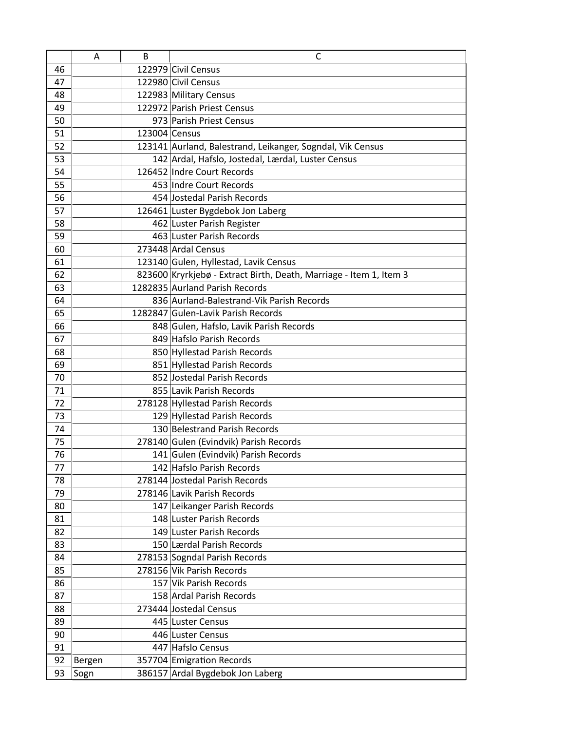| | A | B | C |
|---|---|---|---|
| 46 | | 122979 | Civil Census |
| 47 | | 122980 | Civil Census |
| 48 | | 122983 | Military Census |
| 49 | | 122972 | Parish Priest Census |
| 50 | | 973 | Parish Priest Census |
| 51 | | 123004 | Census |
| 52 | | 123141 | Aurland, Balestrand, Leikanger, Sogndal, Vik Census |
| 53 | | 142 | Ardal, Hafslo, Jostedal, Lærdal, Luster Census |
| 54 | | 126452 | Indre Court Records |
| 55 | | 453 | Indre Court Records |
| 56 | | 454 | Jostedal Parish Records |
| 57 | | 126461 | Luster Bygdebok Jon Laberg |
| 58 | | 462 | Luster Parish Register |
| 59 | | 463 | Luster Parish Records |
| 60 | | 273448 | Ardal Census |
| 61 | | 123140 | Gulen, Hyllestad, Lavik Census |
| 62 | | 823600 | Kryrkjebø - Extract Birth, Death, Marriage - Item 1, Item 3 |
| 63 | | 1282835 | Aurland Parish Records |
| 64 | | 836 | Aurland-Balestrand-Vik Parish Records |
| 65 | | 1282847 | Gulen-Lavik Parish Records |
| 66 | | 848 | Gulen, Hafslo, Lavik Parish Records |
| 67 | | 849 | Hafslo Parish Records |
| 68 | | 850 | Hyllestad Parish Records |
| 69 | | 851 | Hyllestad Parish Records |
| 70 | | 852 | Jostedal Parish Records |
| 71 | | 855 | Lavik Parish Records |
| 72 | | 278128 | Hyllestad Parish Records |
| 73 | | 129 | Hyllestad Parish Records |
| 74 | | 130 | Belestrand Parish Records |
| 75 | | 278140 | Gulen (Evindvik) Parish Records |
| 76 | | 141 | Gulen (Evindvik) Parish Records |
| 77 | | 142 | Hafslo Parish Records |
| 78 | | 278144 | Jostedal Parish Records |
| 79 | | 278146 | Lavik Parish Records |
| 80 | | 147 | Leikanger Parish Records |
| 81 | | 148 | Luster Parish Records |
| 82 | | 149 | Luster Parish Records |
| 83 | | 150 | Lærdal Parish Records |
| 84 | | 278153 | Sogndal Parish Records |
| 85 | | 278156 | Vik Parish Records |
| 86 | | 157 | Vik Parish Records |
| 87 | | 158 | Ardal Parish Records |
| 88 | | 273444 | Jostedal Census |
| 89 | | 445 | Luster Census |
| 90 | | 446 | Luster Census |
| 91 | | 447 | Hafslo Census |
| 92 | Bergen | 357704 | Emigration Records |
| 93 | Sogn | 386157 | Ardal Bygdebok Jon Laberg |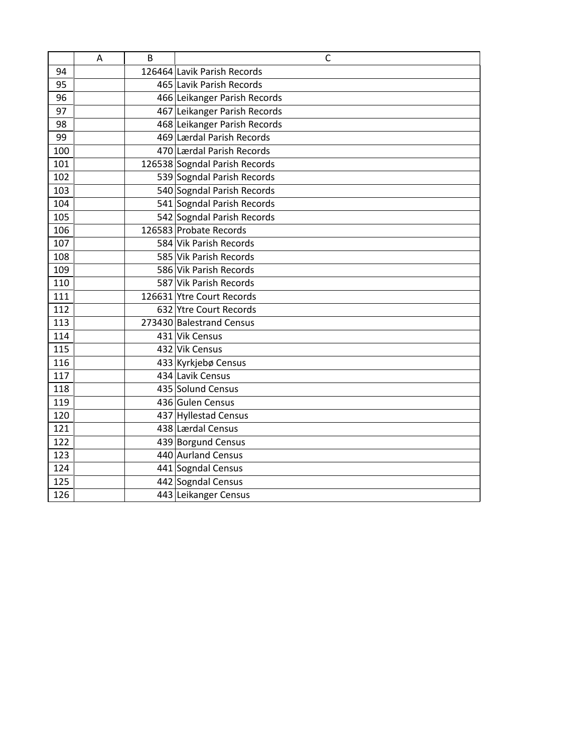| | A | B | C |
|---|---|---|---|
| 94 | | 126464 | Lavik Parish Records |
| 95 | | 465 | Lavik Parish Records |
| 96 | | 466 | Leikanger Parish Records |
| 97 | | 467 | Leikanger Parish Records |
| 98 | | 468 | Leikanger Parish Records |
| 99 | | 469 | Lærdal Parish Records |
| 100 | | 470 | Lærdal Parish Records |
| 101 | | 126538 | Sogndal Parish Records |
| 102 | | 539 | Sogndal Parish Records |
| 103 | | 540 | Sogndal Parish Records |
| 104 | | 541 | Sogndal Parish Records |
| 105 | | 542 | Sogndal Parish Records |
| 106 | | 126583 | Probate Records |
| 107 | | 584 | Vik Parish Records |
| 108 | | 585 | Vik Parish Records |
| 109 | | 586 | Vik Parish Records |
| 110 | | 587 | Vik Parish Records |
| 111 | | 126631 | Ytre Court Records |
| 112 | | 632 | Ytre Court Records |
| 113 | | 273430 | Balestrand Census |
| 114 | | 431 | Vik Census |
| 115 | | 432 | Vik Census |
| 116 | | 433 | Kyrkjebø Census |
| 117 | | 434 | Lavik Census |
| 118 | | 435 | Solund Census |
| 119 | | 436 | Gulen Census |
| 120 | | 437 | Hyllestad Census |
| 121 | | 438 | Lærdal Census |
| 122 | | 439 | Borgund Census |
| 123 | | 440 | Aurland Census |
| 124 | | 441 | Sogndal Census |
| 125 | | 442 | Sogndal Census |
| 126 | | 443 | Leikanger Census |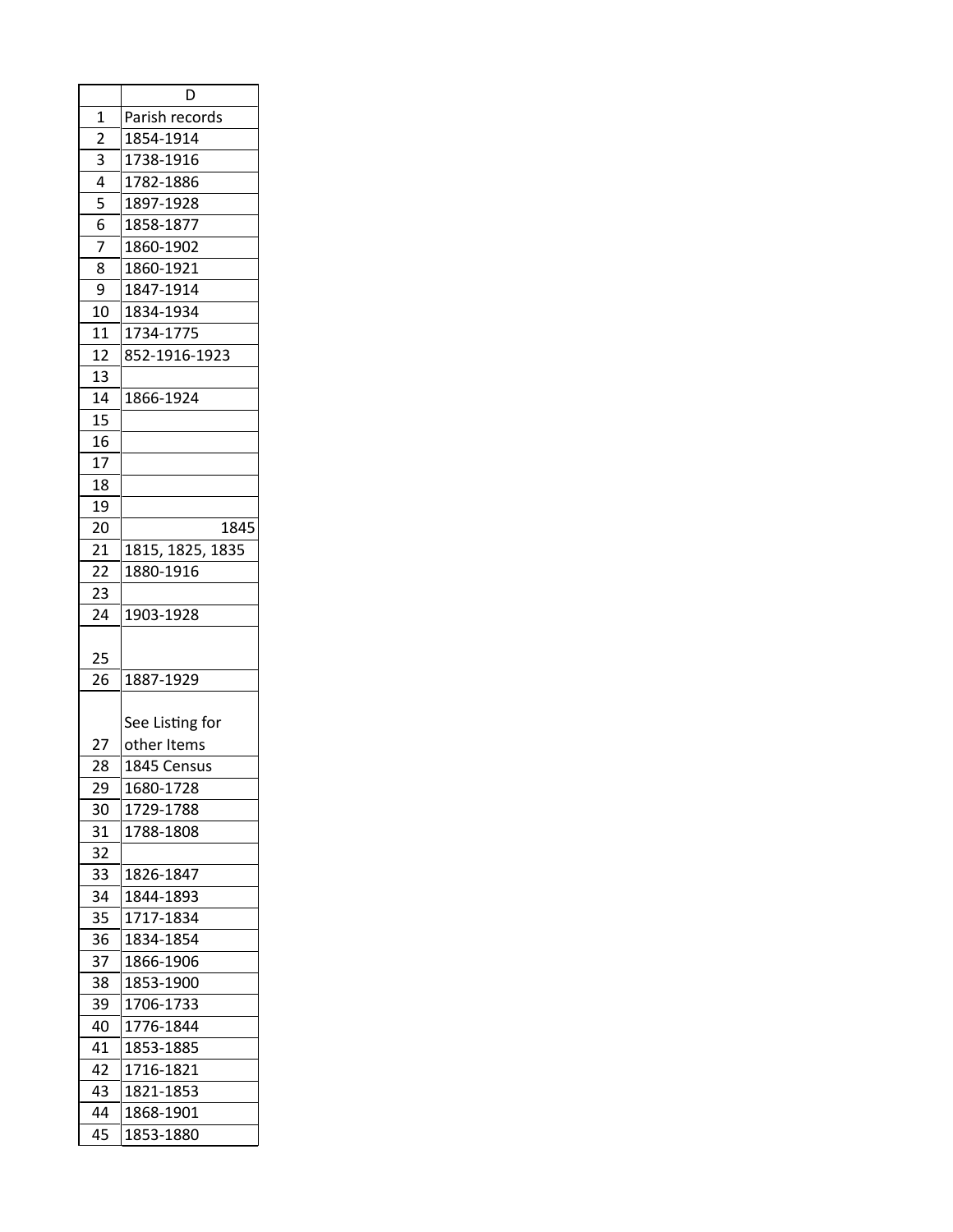| | D |
|---|---|
| 1 | Parish records |
| 2 | 1854-1914 |
| 3 | 1738-1916 |
| 4 | 1782-1886 |
| 5 | 1897-1928 |
| 6 | 1858-1877 |
| 7 | 1860-1902 |
| 8 | 1860-1921 |
| 9 | 1847-1914 |
| 10 | 1834-1934 |
| 11 | 1734-1775 |
| 12 | 852-1916-1923 |
| 13 | |
| 14 | 1866-1924 |
| 15 | |
| 16 | |
| 17 | |
| 18 | |
| 19 | |
| 20 | 1845 |
| 21 | 1815, 1825, 1835 |
| 22 | 1880-1916 |
| 23 | |
| 24 | 1903-1928 |
| 25 | |
| 26 | 1887-1929 |
| 27 | See Listing for other Items |
| 28 | 1845 Census |
| 29 | 1680-1728 |
| 30 | 1729-1788 |
| 31 | 1788-1808 |
| 32 | |
| 33 | 1826-1847 |
| 34 | 1844-1893 |
| 35 | 1717-1834 |
| 36 | 1834-1854 |
| 37 | 1866-1906 |
| 38 | 1853-1900 |
| 39 | 1706-1733 |
| 40 | 1776-1844 |
| 41 | 1853-1885 |
| 42 | 1716-1821 |
| 43 | 1821-1853 |
| 44 | 1868-1901 |
| 45 | 1853-1880 |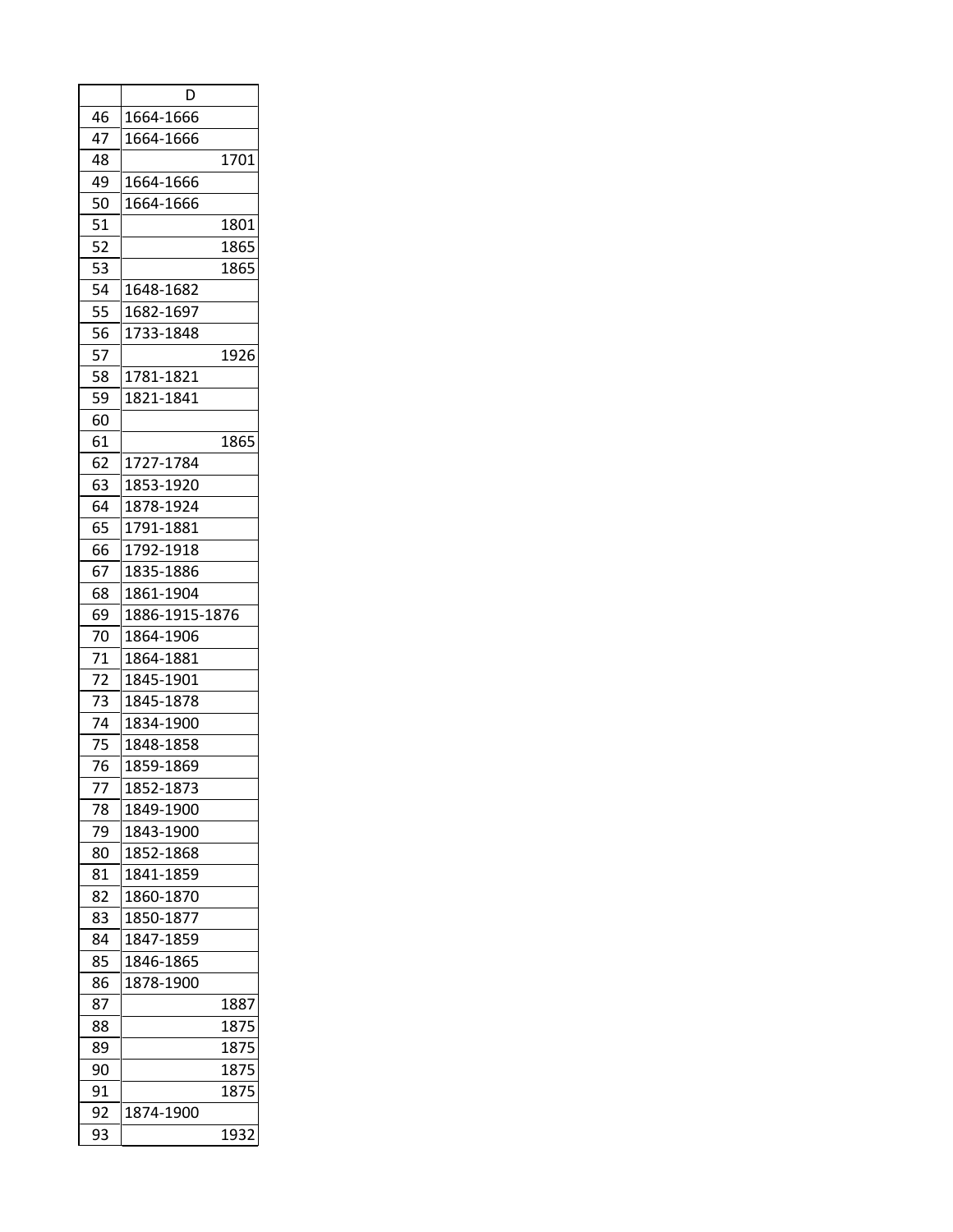| | D |
|---|---|
| 46 | 1664-1666 |
| 47 | 1664-1666 |
| 48 | 1701 |
| 49 | 1664-1666 |
| 50 | 1664-1666 |
| 51 | 1801 |
| 52 | 1865 |
| 53 | 1865 |
| 54 | 1648-1682 |
| 55 | 1682-1697 |
| 56 | 1733-1848 |
| 57 | 1926 |
| 58 | 1781-1821 |
| 59 | 1821-1841 |
| 60 | |
| 61 | 1865 |
| 62 | 1727-1784 |
| 63 | 1853-1920 |
| 64 | 1878-1924 |
| 65 | 1791-1881 |
| 66 | 1792-1918 |
| 67 | 1835-1886 |
| 68 | 1861-1904 |
| 69 | 1886-1915-1876 |
| 70 | 1864-1906 |
| 71 | 1864-1881 |
| 72 | 1845-1901 |
| 73 | 1845-1878 |
| 74 | 1834-1900 |
| 75 | 1848-1858 |
| 76 | 1859-1869 |
| 77 | 1852-1873 |
| 78 | 1849-1900 |
| 79 | 1843-1900 |
| 80 | 1852-1868 |
| 81 | 1841-1859 |
| 82 | 1860-1870 |
| 83 | 1850-1877 |
| 84 | 1847-1859 |
| 85 | 1846-1865 |
| 86 | 1878-1900 |
| 87 | 1887 |
| 88 | 1875 |
| 89 | 1875 |
| 90 | 1875 |
| 91 | 1875 |
| 92 | 1874-1900 |
| 93 | 1932 |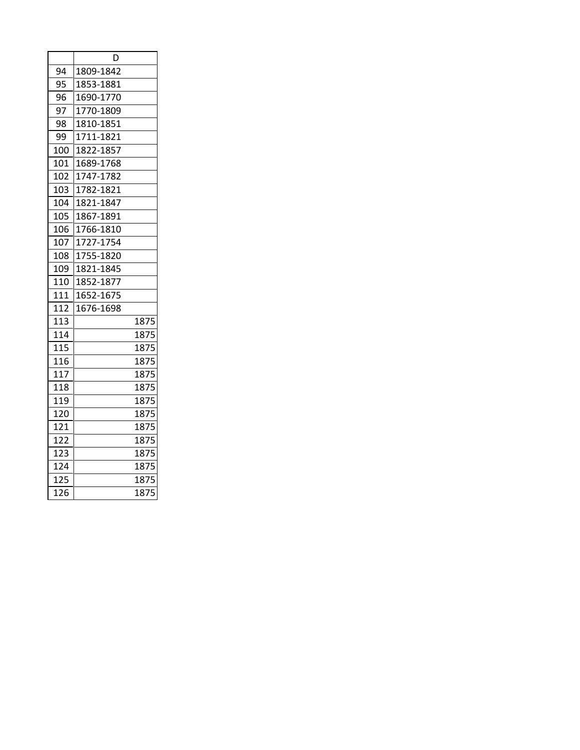| | D |
|---|---|
| 94 | 1809-1842 |
| 95 | 1853-1881 |
| 96 | 1690-1770 |
| 97 | 1770-1809 |
| 98 | 1810-1851 |
| 99 | 1711-1821 |
| 100 | 1822-1857 |
| 101 | 1689-1768 |
| 102 | 1747-1782 |
| 103 | 1782-1821 |
| 104 | 1821-1847 |
| 105 | 1867-1891 |
| 106 | 1766-1810 |
| 107 | 1727-1754 |
| 108 | 1755-1820 |
| 109 | 1821-1845 |
| 110 | 1852-1877 |
| 111 | 1652-1675 |
| 112 | 1676-1698 |
| 113 | 1875 |
| 114 | 1875 |
| 115 | 1875 |
| 116 | 1875 |
| 117 | 1875 |
| 118 | 1875 |
| 119 | 1875 |
| 120 | 1875 |
| 121 | 1875 |
| 122 | 1875 |
| 123 | 1875 |
| 124 | 1875 |
| 125 | 1875 |
| 126 | 1875 |